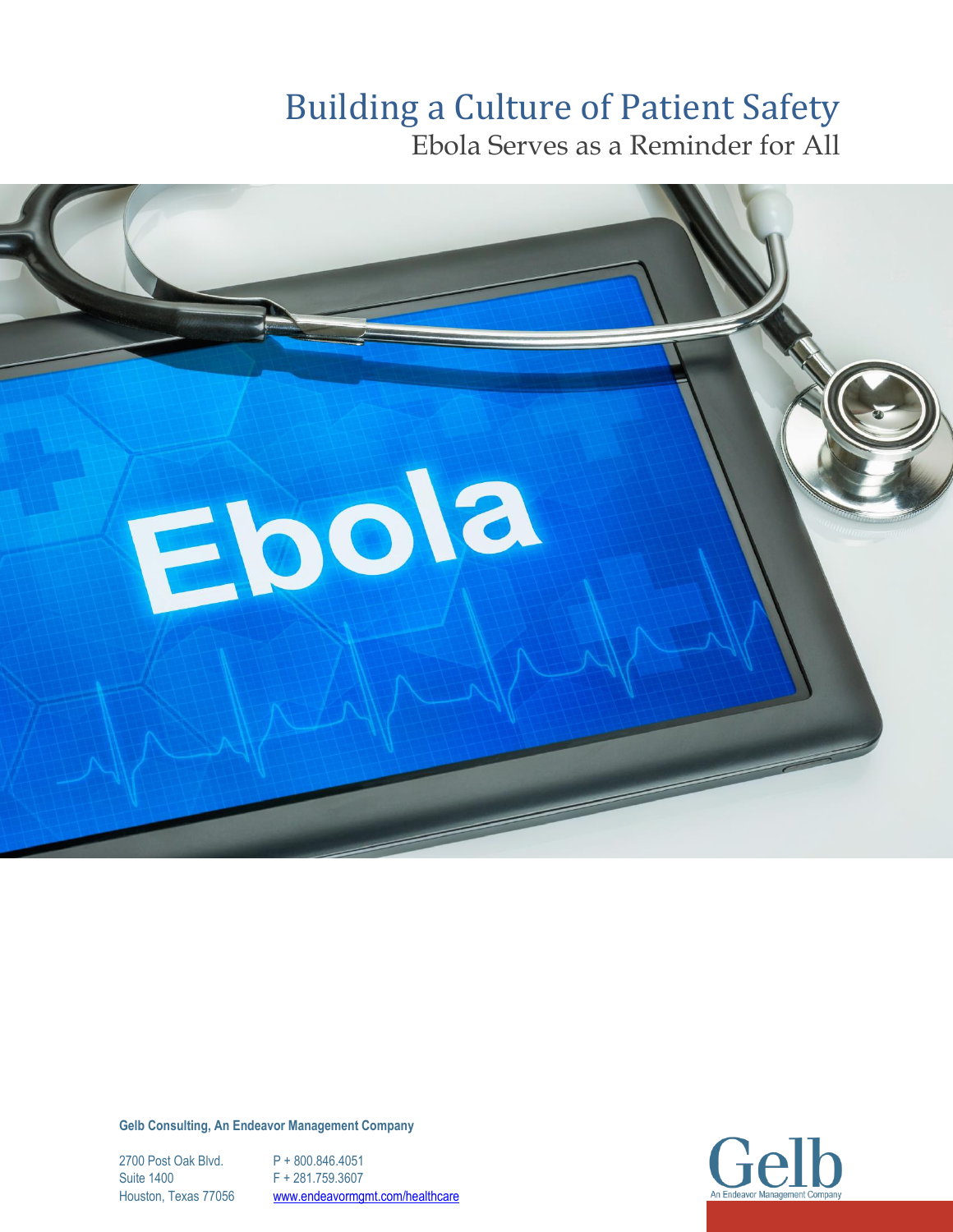# Building a Culture of Patient Safety

## Ebola Serves as a Reminder for All

**Gelb Consulting, An Endeavor Management Company**

2700 Post Oak Blvd.
Suite 1400
Houston, Texas 77056

P + 800.846.4051
F + 281.759.3607
www.endeavormgmt.com/healthcare

Gelb
An Endeavor Management Company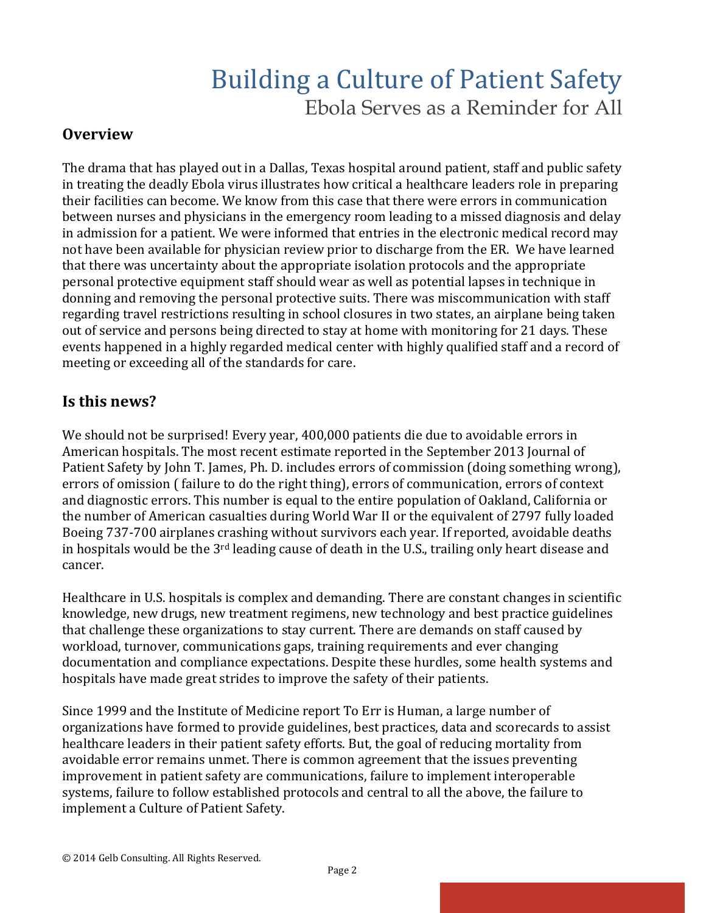# Building a Culture of Patient Safety

Ebola Serves as a Reminder for All

## Overview

The drama that has played out in a Dallas, Texas hospital around patient, staff and public safety in treating the deadly Ebola virus illustrates how critical a healthcare leaders role in preparing their facilities can become. We know from this case that there were errors in communication between nurses and physicians in the emergency room leading to a missed diagnosis and delay in admission for a patient. We were informed that entries in the electronic medical record may not have been available for physician review prior to discharge from the ER. We have learned that there was uncertainty about the appropriate isolation protocols and the appropriate personal protective equipment staff should wear as well as potential lapses in technique in donning and removing the personal protective suits. There was miscommunication with staff regarding travel restrictions resulting in school closures in two states, an airplane being taken out of service and persons being directed to stay at home with monitoring for 21 days. These events happened in a highly regarded medical center with highly qualified staff and a record of meeting or exceeding all of the standards for care.

## Is this news?

We should not be surprised! Every year, 400,000 patients die due to avoidable errors in American hospitals. The most recent estimate reported in the September 2013 Journal of Patient Safety by John T. James, Ph. D. includes errors of commission (doing something wrong), errors of omission ( failure to do the right thing), errors of communication, errors of context and diagnostic errors. This number is equal to the entire population of Oakland, California or the number of American casualties during World War II or the equivalent of 2797 fully loaded Boeing 737-700 airplanes crashing without survivors each year. If reported, avoidable deaths in hospitals would be the 3rd leading cause of death in the U.S., trailing only heart disease and cancer.

Healthcare in U.S. hospitals is complex and demanding. There are constant changes in scientific knowledge, new drugs, new treatment regimens, new technology and best practice guidelines that challenge these organizations to stay current. There are demands on staff caused by workload, turnover, communications gaps, training requirements and ever changing documentation and compliance expectations. Despite these hurdles, some health systems and hospitals have made great strides to improve the safety of their patients.

Since 1999 and the Institute of Medicine report To Err is Human, a large number of organizations have formed to provide guidelines, best practices, data and scorecards to assist healthcare leaders in their patient safety efforts. But, the goal of reducing mortality from avoidable error remains unmet. There is common agreement that the issues preventing improvement in patient safety are communications, failure to implement interoperable systems, failure to follow established protocols and central to all the above, the failure to implement a Culture of Patient Safety.

© 2014 Gelb Consulting. All Rights Reserved.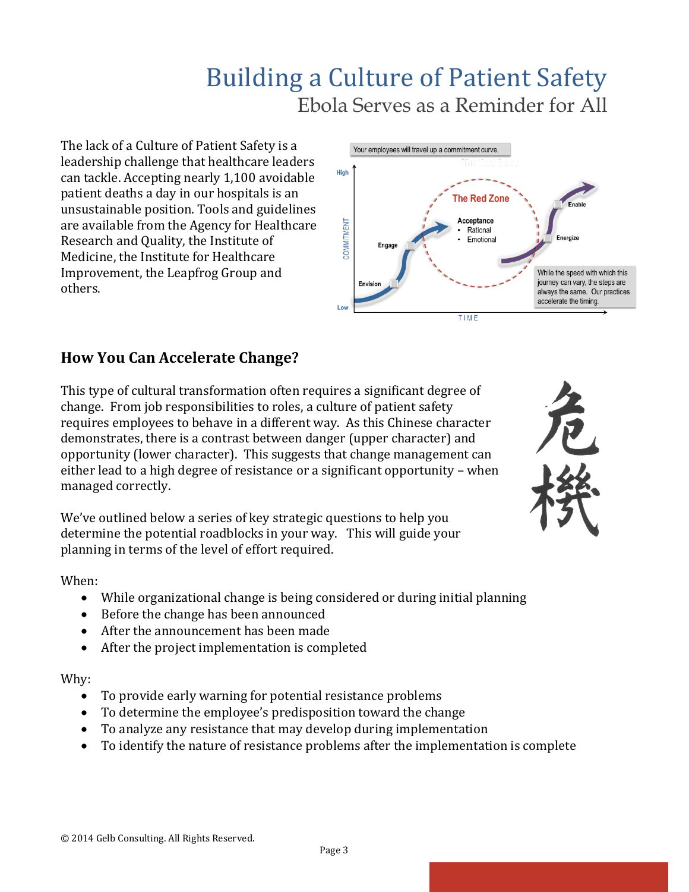# Building a Culture of Patient Safety

## Ebola Serves as a Reminder for All

The lack of a Culture of Patient Safety is a leadership challenge that healthcare leaders can tackle. Accepting nearly 1,100 avoidable patient deaths a day in our hospitals is an unsustainable position. Tools and guidelines are available from the Agency for Healthcare Research and Quality, the Institute of Medicine, the Institute for Healthcare Improvement, the Leapfrog Group and others.

Your employees will travel up a commitment curve.

High — COMMITMENT — Low; TIME

Envision → Engage → The Red Zone (Acceptance: • Rational • Emotional) → Energize → Enable

While the speed with which this journey can vary, the steps are always the same. Our practices accelerate the timing.

## How You Can Accelerate Change?

This type of cultural transformation often requires a significant degree of change. From job responsibilities to roles, a culture of patient safety requires employees to behave in a different way. As this Chinese character demonstrates, there is a contrast between danger (upper character) and opportunity (lower character). This suggests that change management can either lead to a high degree of resistance or a significant opportunity – when managed correctly.

危
機

We've outlined below a series of key strategic questions to help you determine the potential roadblocks in your way. This will guide your planning in terms of the level of effort required.

When:

- While organizational change is being considered or during initial planning
- Before the change has been announced
- After the announcement has been made
- After the project implementation is completed

Why:

- To provide early warning for potential resistance problems
- To determine the employee's predisposition toward the change
- To analyze any resistance that may develop during implementation
- To identify the nature of resistance problems after the implementation is complete

© 2014 Gelb Consulting. All Rights Reserved.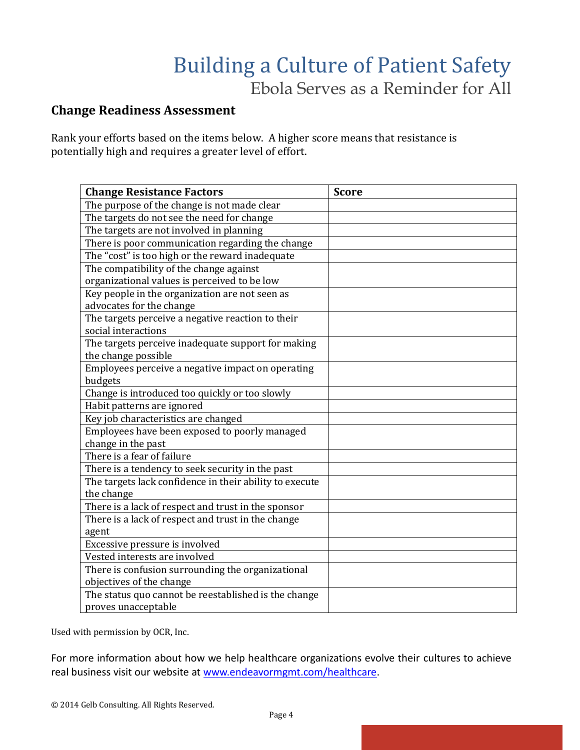# Building a Culture of Patient Safety

## Ebola Serves as a Reminder for All

### Change Readiness Assessment

Rank your efforts based on the items below. A higher score means that resistance is potentially high and requires a greater level of effort.

| Change Resistance Factors | Score |
|---|---|
| The purpose of the change is not made clear | |
| The targets do not see the need for change | |
| The targets are not involved in planning | |
| There is poor communication regarding the change | |
| The “cost” is too high or the reward inadequate | |
| The compatibility of the change against organizational values is perceived to be low | |
| Key people in the organization are not seen as advocates for the change | |
| The targets perceive a negative reaction to their social interactions | |
| The targets perceive inadequate support for making the change possible | |
| Employees perceive a negative impact on operating budgets | |
| Change is introduced too quickly or too slowly | |
| Habit patterns are ignored | |
| Key job characteristics are changed | |
| Employees have been exposed to poorly managed change in the past | |
| There is a fear of failure | |
| There is a tendency to seek security in the past | |
| The targets lack confidence in their ability to execute the change | |
| There is a lack of respect and trust in the sponsor | |
| There is a lack of respect and trust in the change agent | |
| Excessive pressure is involved | |
| Vested interests are involved | |
| There is confusion surrounding the organizational objectives of the change | |
| The status quo cannot be reestablished is the change proves unacceptable | |

Used with permission by OCR, Inc.

For more information about how we help healthcare organizations evolve their cultures to achieve real business visit our website at [www.endeavormgmt.com/healthcare](www.endeavormgmt.com/healthcare).

© 2014 Gelb Consulting. All Rights Reserved.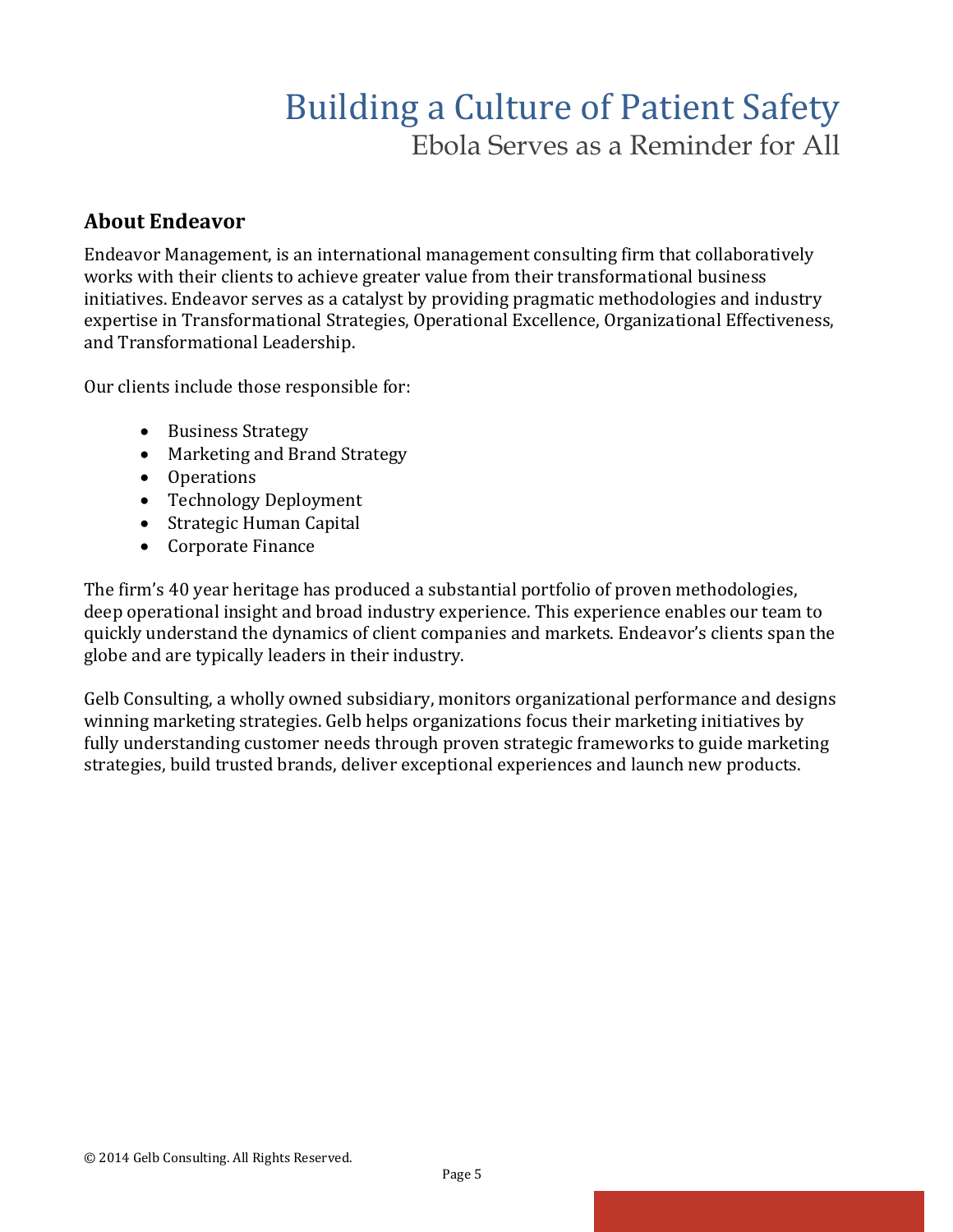## About Endeavor

Endeavor Management, is an international management consulting firm that collaboratively works with their clients to achieve greater value from their transformational business initiatives. Endeavor serves as a catalyst by providing pragmatic methodologies and industry expertise in Transformational Strategies, Operational Excellence, Organizational Effectiveness, and Transformational Leadership.

Our clients include those responsible for:

- Business Strategy
- Marketing and Brand Strategy
- Operations
- Technology Deployment
- Strategic Human Capital
- Corporate Finance

The firm's 40 year heritage has produced a substantial portfolio of proven methodologies, deep operational insight and broad industry experience. This experience enables our team to quickly understand the dynamics of client companies and markets. Endeavor's clients span the globe and are typically leaders in their industry.

Gelb Consulting, a wholly owned subsidiary, monitors organizational performance and designs winning marketing strategies. Gelb helps organizations focus their marketing initiatives by fully understanding customer needs through proven strategic frameworks to guide marketing strategies, build trusted brands, deliver exceptional experiences and launch new products.